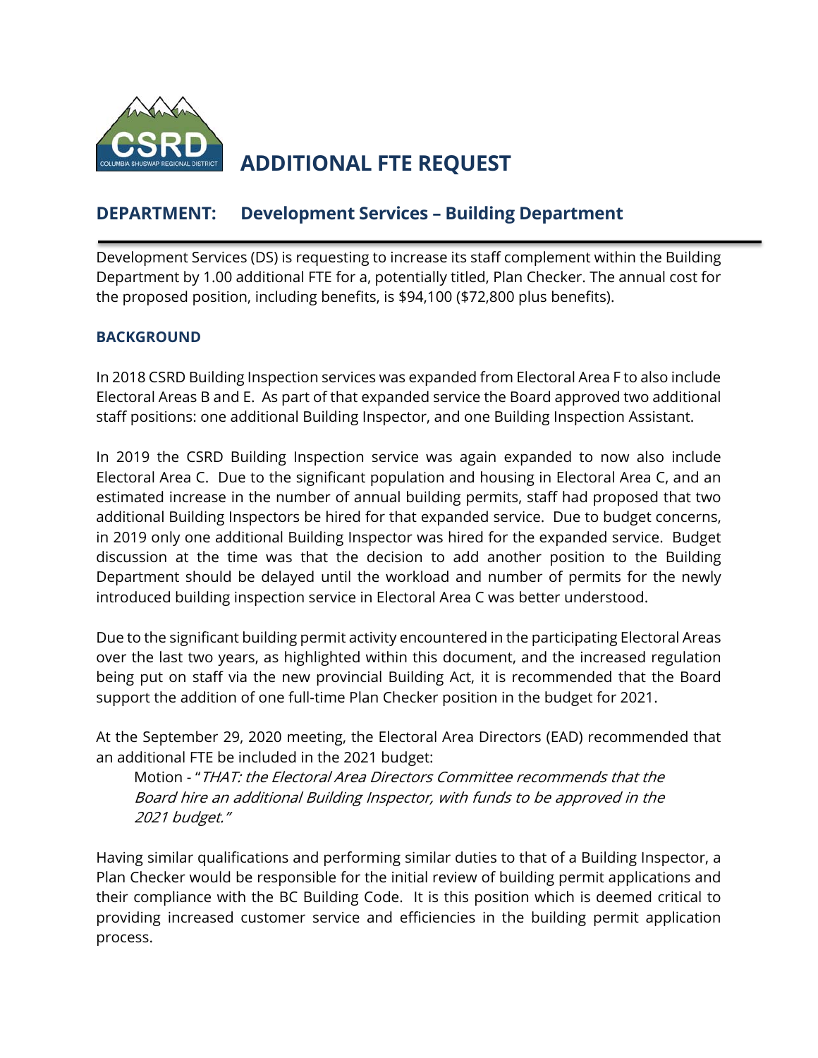# ADDITIONAL FTE REQUEST

## DEPARTMENT: Development Services – Building Department

Development Services (DS) is requesting to increase its staff complement within the Building Department by 1.00 additional FTE for a, potentially titled, Plan Checker. The annual cost for the proposed position, including benefits, is $94,100 ($72,800 plus benefits).

### BACKGROUND

In 2018 CSRD Building Inspection services was expanded from Electoral Area F to also include Electoral Areas B and E. As part of that expanded service the Board approved two additional staff positions: one additional Building Inspector, and one Building Inspection Assistant.

In 2019 the CSRD Building Inspection service was again expanded to now also include Electoral Area C. Due to the significant population and housing in Electoral Area C, and an estimated increase in the number of annual building permits, staff had proposed that two additional Building Inspectors be hired for that expanded service. Due to budget concerns, in 2019 only one additional Building Inspector was hired for the expanded service. Budget discussion at the time was that the decision to add another position to the Building Department should be delayed until the workload and number of permits for the newly introduced building inspection service in Electoral Area C was better understood.

Due to the significant building permit activity encountered in the participating Electoral Areas over the last two years, as highlighted within this document, and the increased regulation being put on staff via the new provincial Building Act, it is recommended that the Board support the addition of one full-time Plan Checker position in the budget for 2021.

At the September 29, 2020 meeting, the Electoral Area Directors (EAD) recommended that an additional FTE be included in the 2021 budget:

> Motion - "*THAT: the Electoral Area Directors Committee recommends that the Board hire an additional Building Inspector, with funds to be approved in the 2021 budget.*"

Having similar qualifications and performing similar duties to that of a Building Inspector, a Plan Checker would be responsible for the initial review of building permit applications and their compliance with the BC Building Code. It is this position which is deemed critical to providing increased customer service and efficiencies in the building permit application process.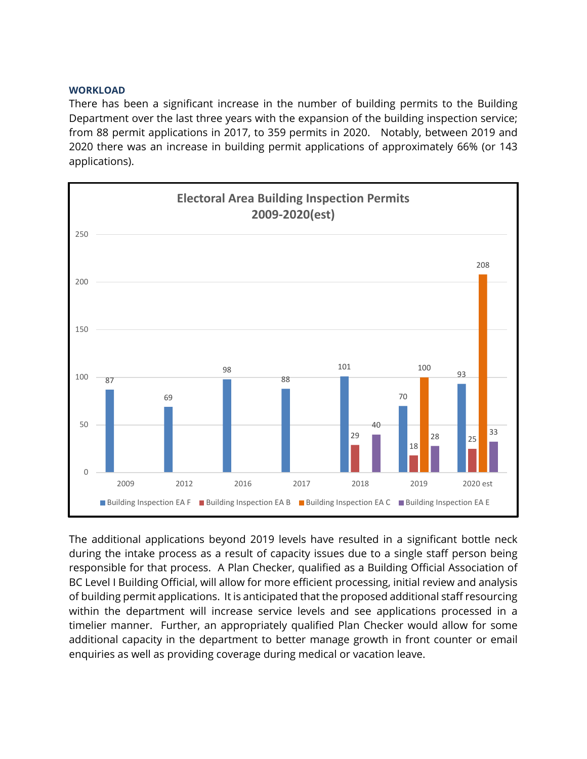## WORKLOAD

There has been a significant increase in the number of building permits to the Building Department over the last three years with the expansion of the building inspection service; from 88 permit applications in 2017, to 359 permits in 2020. Notably, between 2019 and 2020 there was an increase in building permit applications of approximately 66% (or 143 applications).

**Electoral Area Building Inspection Permits 2009-2020(est)**

| Year | Building Inspection EA F | Building Inspection EA B | Building Inspection EA C | Building Inspection EA E |
|---|---|---|---|---|
| 2009 | 87 | | | |
| 2012 | 69 | | | |
| 2016 | 98 | | | |
| 2017 | 88 | | | |
| 2018 | 101 | 29 | | 40 |
| 2019 | 70 | 18 | 100 | 28 |
| 2020 est | 93 | 25 | 208 | 33 |

The additional applications beyond 2019 levels have resulted in a significant bottle neck during the intake process as a result of capacity issues due to a single staff person being responsible for that process. A Plan Checker, qualified as a Building Official Association of BC Level I Building Official, will allow for more efficient processing, initial review and analysis of building permit applications. It is anticipated that the proposed additional staff resourcing within the department will increase service levels and see applications processed in a timelier manner. Further, an appropriately qualified Plan Checker would allow for some additional capacity in the department to better manage growth in front counter or email enquiries as well as providing coverage during medical or vacation leave.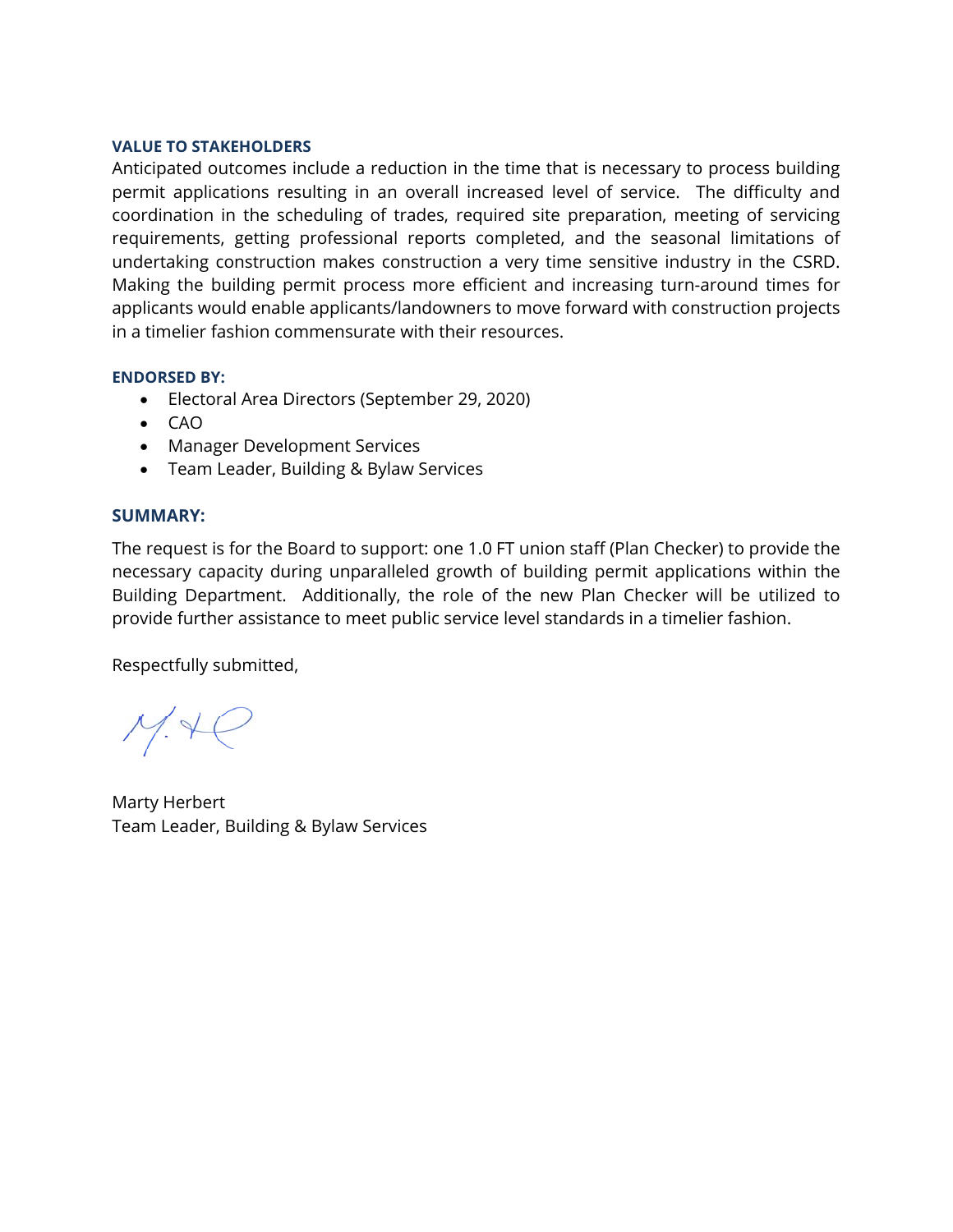### VALUE TO STAKEHOLDERS

Anticipated outcomes include a reduction in the time that is necessary to process building permit applications resulting in an overall increased level of service. The difficulty and coordination in the scheduling of trades, required site preparation, meeting of servicing requirements, getting professional reports completed, and the seasonal limitations of undertaking construction makes construction a very time sensitive industry in the CSRD. Making the building permit process more efficient and increasing turn-around times for applicants would enable applicants/landowners to move forward with construction projects in a timelier fashion commensurate with their resources.

### ENDORSED BY:

- Electoral Area Directors (September 29, 2020)
- CAO
- Manager Development Services
- Team Leader, Building & Bylaw Services

### SUMMARY:

The request is for the Board to support: one 1.0 FT union staff (Plan Checker) to provide the necessary capacity during unparalleled growth of building permit applications within the Building Department. Additionally, the role of the new Plan Checker will be utilized to provide further assistance to meet public service level standards in a timelier fashion.

Respectfully submitted,

Marty Herbert
Team Leader, Building & Bylaw Services